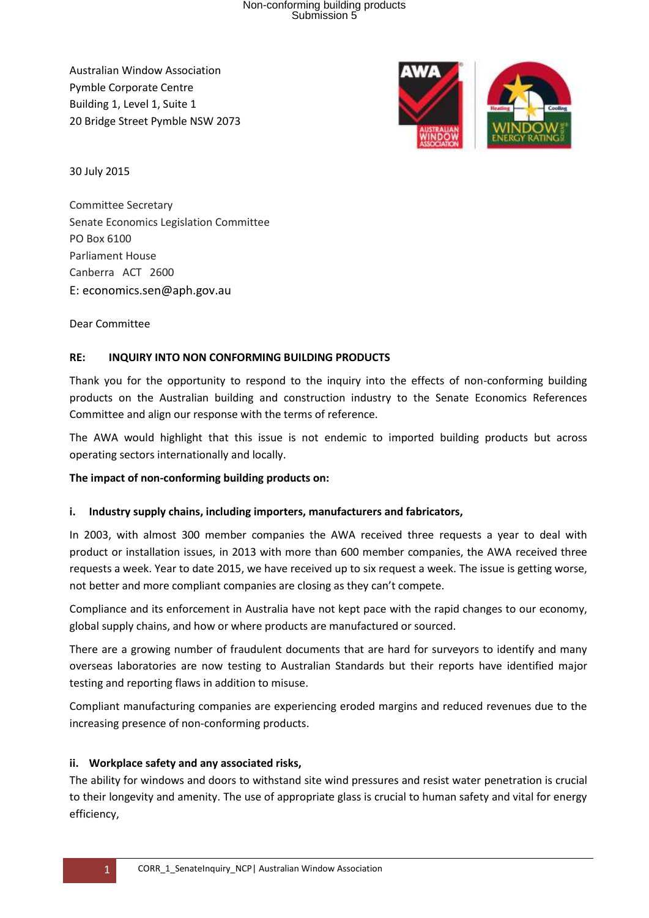Australian Window Association
Pymble Corporate Centre
Building 1, Level 1, Suite 1
20 Bridge Street Pymble NSW 2073

30 July 2015

Committee Secretary
Senate Economics Legislation Committee
PO Box 6100
Parliament House
Canberra ACT 2600
E: economics.sen@aph.gov.au

Dear Committee

**RE: INQUIRY INTO NON CONFORMING BUILDING PRODUCTS**

Thank you for the opportunity to respond to the inquiry into the effects of non-conforming building products on the Australian building and construction industry to the Senate Economics References Committee and align our response with the terms of reference.

The AWA would highlight that this issue is not endemic to imported building products but across operating sectors internationally and locally.

**The impact of non-conforming building products on:**

**i. Industry supply chains, including importers, manufacturers and fabricators,**

In 2003, with almost 300 member companies the AWA received three requests a year to deal with product or installation issues, in 2013 with more than 600 member companies, the AWA received three requests a week. Year to date 2015, we have received up to six request a week. The issue is getting worse, not better and more compliant companies are closing as they can't compete.

Compliance and its enforcement in Australia have not kept pace with the rapid changes to our economy, global supply chains, and how or where products are manufactured or sourced.

There are a growing number of fraudulent documents that are hard for surveyors to identify and many overseas laboratories are now testing to Australian Standards but their reports have identified major testing and reporting flaws in addition to misuse.

Compliant manufacturing companies are experiencing eroded margins and reduced revenues due to the increasing presence of non-conforming products.

**ii. Workplace safety and any associated risks,**

The ability for windows and doors to withstand site wind pressures and resist water penetration is crucial to their longevity and amenity. The use of appropriate glass is crucial to human safety and vital for energy efficiency,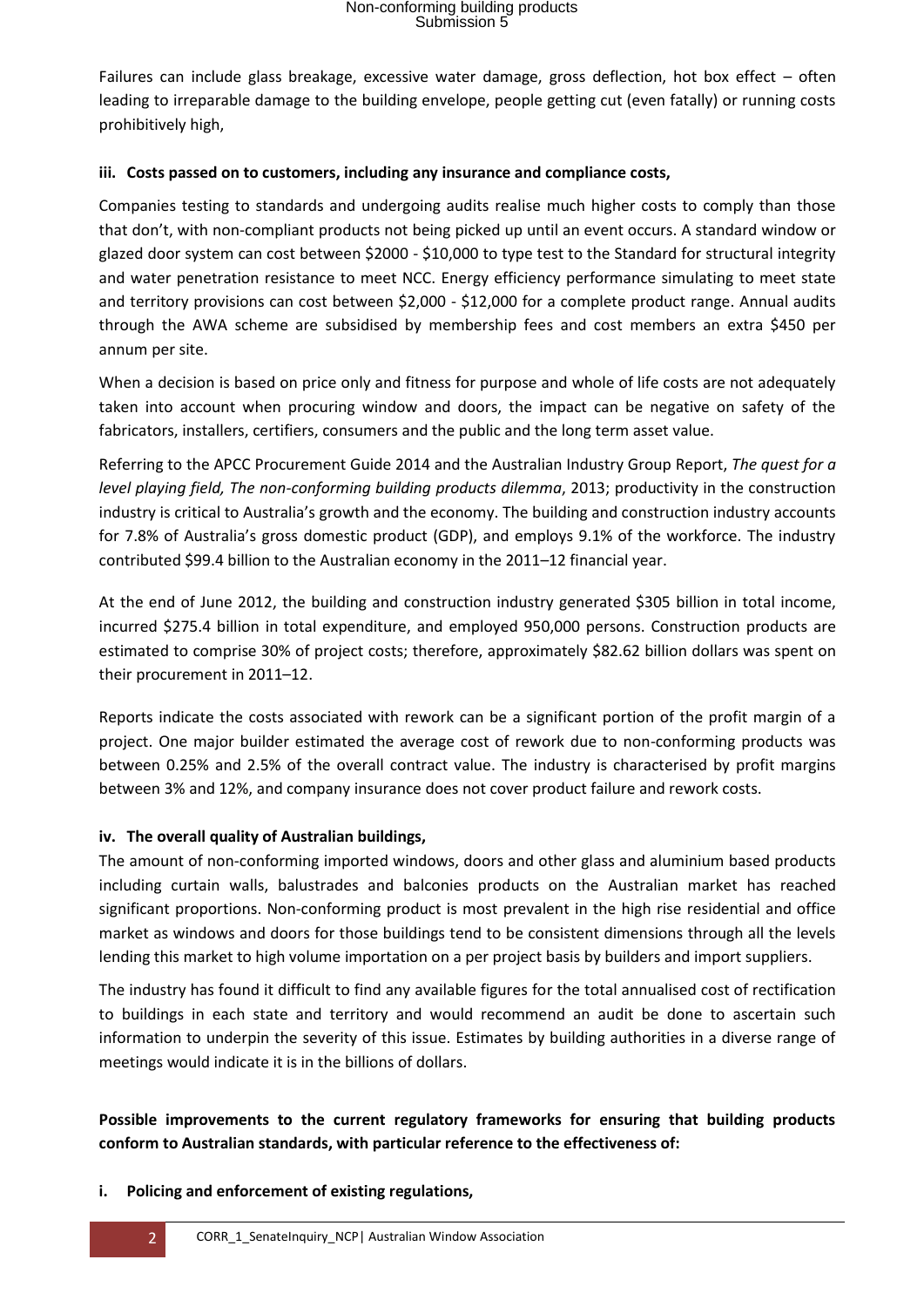Failures can include glass breakage, excessive water damage, gross deflection, hot box effect – often leading to irreparable damage to the building envelope, people getting cut (even fatally) or running costs prohibitively high,

**iii. Costs passed on to customers, including any insurance and compliance costs,**

Companies testing to standards and undergoing audits realise much higher costs to comply than those that don't, with non-compliant products not being picked up until an event occurs. A standard window or glazed door system can cost between $2000 - $10,000 to type test to the Standard for structural integrity and water penetration resistance to meet NCC. Energy efficiency performance simulating to meet state and territory provisions can cost between $2,000 - $12,000 for a complete product range. Annual audits through the AWA scheme are subsidised by membership fees and cost members an extra $450 per annum per site.

When a decision is based on price only and fitness for purpose and whole of life costs are not adequately taken into account when procuring window and doors, the impact can be negative on safety of the fabricators, installers, certifiers, consumers and the public and the long term asset value.

Referring to the APCC Procurement Guide 2014 and the Australian Industry Group Report, *The quest for a level playing field, The non-conforming building products dilemma*, 2013; productivity in the construction industry is critical to Australia's growth and the economy. The building and construction industry accounts for 7.8% of Australia's gross domestic product (GDP), and employs 9.1% of the workforce. The industry contributed $99.4 billion to the Australian economy in the 2011–12 financial year.

At the end of June 2012, the building and construction industry generated $305 billion in total income, incurred $275.4 billion in total expenditure, and employed 950,000 persons. Construction products are estimated to comprise 30% of project costs; therefore, approximately $82.62 billion dollars was spent on their procurement in 2011–12.

Reports indicate the costs associated with rework can be a significant portion of the profit margin of a project. One major builder estimated the average cost of rework due to non-conforming products was between 0.25% and 2.5% of the overall contract value. The industry is characterised by profit margins between 3% and 12%, and company insurance does not cover product failure and rework costs.

**iv. The overall quality of Australian buildings,**

The amount of non-conforming imported windows, doors and other glass and aluminium based products including curtain walls, balustrades and balconies products on the Australian market has reached significant proportions. Non-conforming product is most prevalent in the high rise residential and office market as windows and doors for those buildings tend to be consistent dimensions through all the levels lending this market to high volume importation on a per project basis by builders and import suppliers.

The industry has found it difficult to find any available figures for the total annualised cost of rectification to buildings in each state and territory and would recommend an audit be done to ascertain such information to underpin the severity of this issue. Estimates by building authorities in a diverse range of meetings would indicate it is in the billions of dollars.

**Possible improvements to the current regulatory frameworks for ensuring that building products conform to Australian standards, with particular reference to the effectiveness of:**

**i. Policing and enforcement of existing regulations,**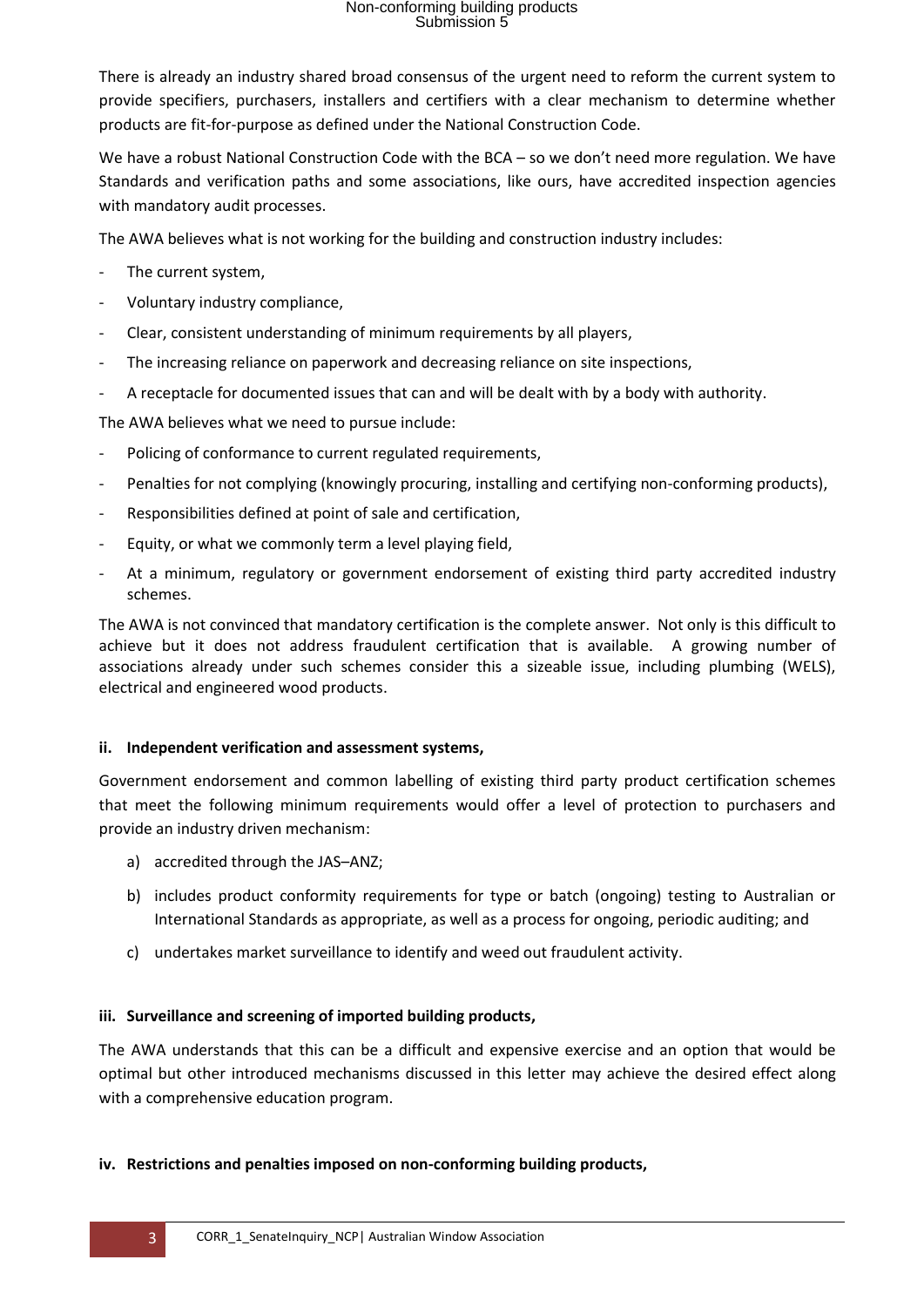There is already an industry shared broad consensus of the urgent need to reform the current system to provide specifiers, purchasers, installers and certifiers with a clear mechanism to determine whether products are fit-for-purpose as defined under the National Construction Code.

We have a robust National Construction Code with the BCA – so we don't need more regulation. We have Standards and verification paths and some associations, like ours, have accredited inspection agencies with mandatory audit processes.

The AWA believes what is not working for the building and construction industry includes:

- The current system,
- Voluntary industry compliance,
- Clear, consistent understanding of minimum requirements by all players,
- The increasing reliance on paperwork and decreasing reliance on site inspections,
- A receptacle for documented issues that can and will be dealt with by a body with authority.

The AWA believes what we need to pursue include:

- Policing of conformance to current regulated requirements,
- Penalties for not complying (knowingly procuring, installing and certifying non-conforming products),
- Responsibilities defined at point of sale and certification,
- Equity, or what we commonly term a level playing field,
- At a minimum, regulatory or government endorsement of existing third party accredited industry schemes.

The AWA is not convinced that mandatory certification is the complete answer. Not only is this difficult to achieve but it does not address fraudulent certification that is available. A growing number of associations already under such schemes consider this a sizeable issue, including plumbing (WELS), electrical and engineered wood products.

**ii. Independent verification and assessment systems,**

Government endorsement and common labelling of existing third party product certification schemes that meet the following minimum requirements would offer a level of protection to purchasers and provide an industry driven mechanism:

a) accredited through the JAS–ANZ;
b) includes product conformity requirements for type or batch (ongoing) testing to Australian or International Standards as appropriate, as well as a process for ongoing, periodic auditing; and
c) undertakes market surveillance to identify and weed out fraudulent activity.

**iii. Surveillance and screening of imported building products,**

The AWA understands that this can be a difficult and expensive exercise and an option that would be optimal but other introduced mechanisms discussed in this letter may achieve the desired effect along with a comprehensive education program.

**iv. Restrictions and penalties imposed on non-conforming building products,**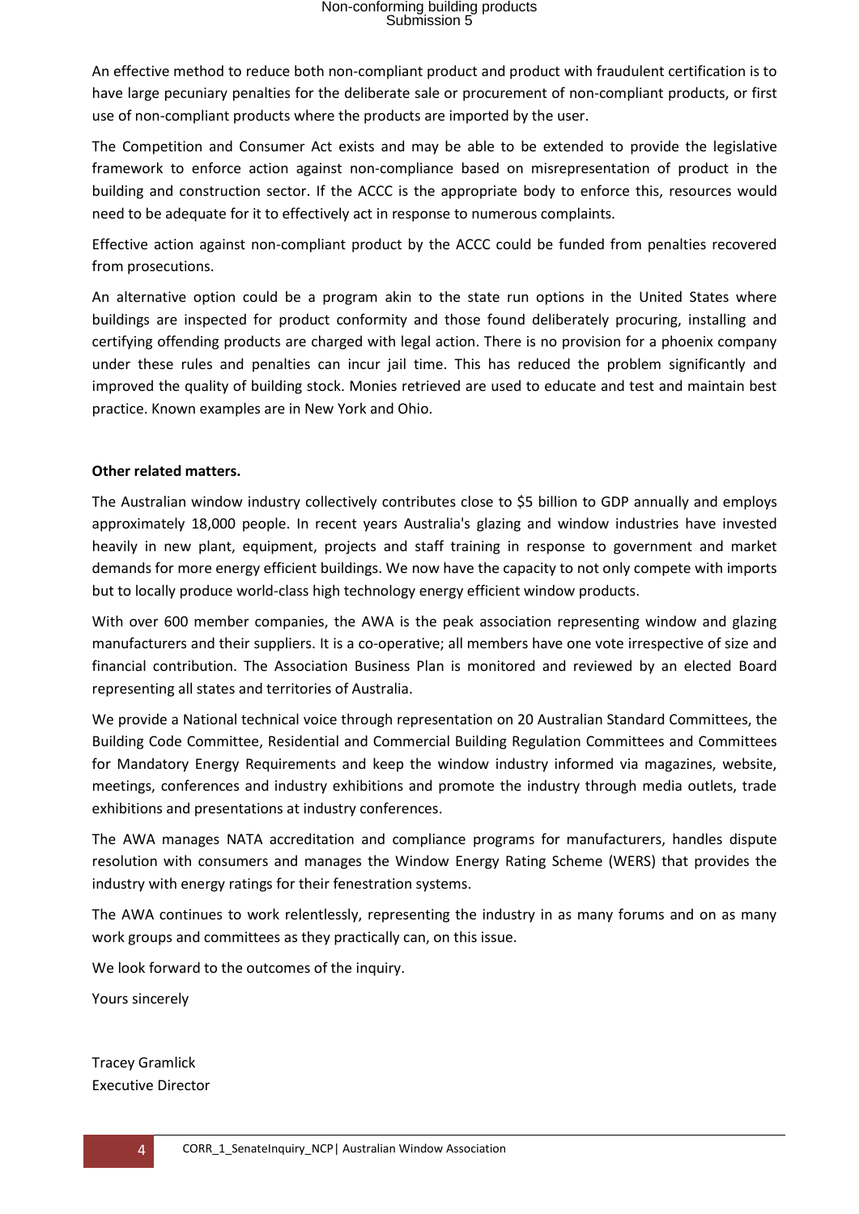An effective method to reduce both non-compliant product and product with fraudulent certification is to have large pecuniary penalties for the deliberate sale or procurement of non-compliant products, or first use of non-compliant products where the products are imported by the user.

The Competition and Consumer Act exists and may be able to be extended to provide the legislative framework to enforce action against non-compliance based on misrepresentation of product in the building and construction sector. If the ACCC is the appropriate body to enforce this, resources would need to be adequate for it to effectively act in response to numerous complaints.

Effective action against non-compliant product by the ACCC could be funded from penalties recovered from prosecutions.

An alternative option could be a program akin to the state run options in the United States where buildings are inspected for product conformity and those found deliberately procuring, installing and certifying offending products are charged with legal action. There is no provision for a phoenix company under these rules and penalties can incur jail time. This has reduced the problem significantly and improved the quality of building stock. Monies retrieved are used to educate and test and maintain best practice. Known examples are in New York and Ohio.

**Other related matters.**

The Australian window industry collectively contributes close to $5 billion to GDP annually and employs approximately 18,000 people. In recent years Australia's glazing and window industries have invested heavily in new plant, equipment, projects and staff training in response to government and market demands for more energy efficient buildings. We now have the capacity to not only compete with imports but to locally produce world-class high technology energy efficient window products.

With over 600 member companies, the AWA is the peak association representing window and glazing manufacturers and their suppliers. It is a co-operative; all members have one vote irrespective of size and financial contribution. The Association Business Plan is monitored and reviewed by an elected Board representing all states and territories of Australia.

We provide a National technical voice through representation on 20 Australian Standard Committees, the Building Code Committee, Residential and Commercial Building Regulation Committees and Committees for Mandatory Energy Requirements and keep the window industry informed via magazines, website, meetings, conferences and industry exhibitions and promote the industry through media outlets, trade exhibitions and presentations at industry conferences.

The AWA manages NATA accreditation and compliance programs for manufacturers, handles dispute resolution with consumers and manages the Window Energy Rating Scheme (WERS) that provides the industry with energy ratings for their fenestration systems.

The AWA continues to work relentlessly, representing the industry in as many forums and on as many work groups and committees as they practically can, on this issue.

We look forward to the outcomes of the inquiry.

Yours sincerely

Tracey Gramlick
Executive Director